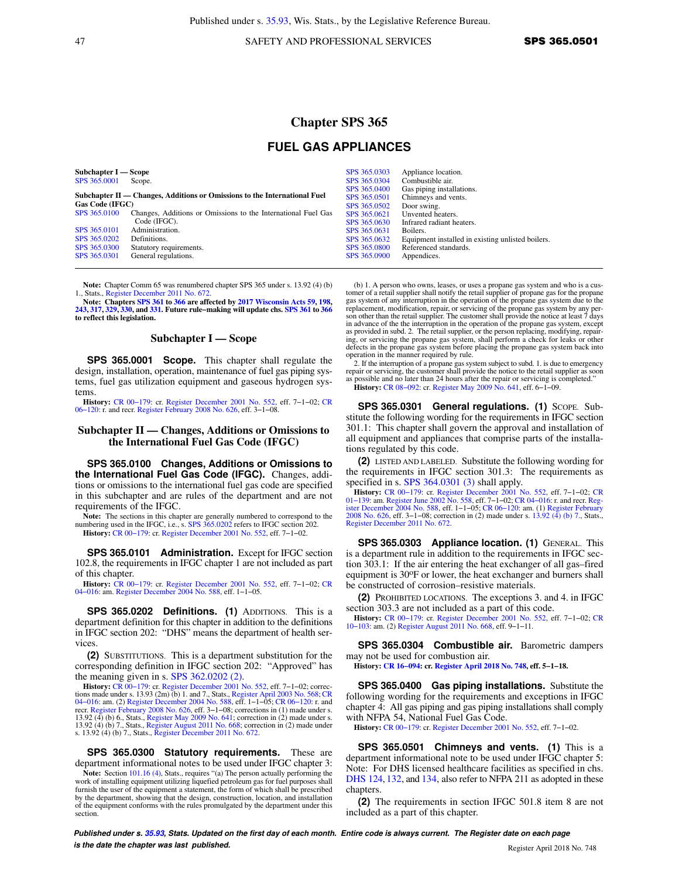# Chapter SPS 365

# FUEL GAS APPLIANCES

**Subchapter I — Scope**

| | |
|---|---|
| SPS 365.0001 | Scope. |

**Subchapter II — Changes, Additions or Omissions to the International Fuel Gas Code (IFGC)**

| | |
|---|---|
| SPS 365.0100 | Changes, Additions or Omissions to the International Fuel Gas Code (IFGC). |
| SPS 365.0101 | Administration. |
| SPS 365.0202 | Definitions. |
| SPS 365.0300 | Statutory requirements. |
| SPS 365.0301 | General regulations. |
| SPS 365.0303 | Appliance location. |
| SPS 365.0304 | Combustible air. |
| SPS 365.0400 | Gas piping installations. |
| SPS 365.0501 | Chimneys and vents. |
| SPS 365.0502 | Door swing. |
| SPS 365.0621 | Unvented heaters. |
| SPS 365.0630 | Infrared radiant heaters. |
| SPS 365.0631 | Boilers. |
| SPS 365.0632 | Equipment installed in existing unlisted boilers. |
| SPS 365.0800 | Referenced standards. |
| SPS 365.0900 | Appendices. |

**Note:** Chapter Comm 65 was renumbered chapter SPS 365 under s. 13.92 (4) (b) 1., Stats., Register December 2011 No. 672.

**Note: Chapters SPS 361 to 366 are affected by 2017 Wisconsin Acts 59, 198, 243, 317, 329, 330, and 331. Future rule–making will update chs. SPS 361 to 366 to reflect this legislation.**

## Subchapter I — Scope

**SPS 365.0001 Scope.** This chapter shall regulate the design, installation, operation, maintenance of fuel gas piping systems, fuel gas utilization equipment and gaseous hydrogen systems.

**History:** CR 00–179: cr. Register December 2001 No. 552, eff. 7–1–02; CR 06–120: r. and recr. Register February 2008 No. 626, eff. 3–1–08.

## Subchapter II — Changes, Additions or Omissions to the International Fuel Gas Code (IFGC)

**SPS 365.0100 Changes, Additions or Omissions to the International Fuel Gas Code (IFGC).** Changes, additions or omissions to the international fuel gas code are specified in this subchapter and are rules of the department and are not requirements of the IFGC.

**Note:** The sections in this chapter are generally numbered to correspond to the numbering used in the IFGC, i.e., s. SPS 365.0202 refers to IFGC section 202.

**History:** CR 00–179: cr. Register December 2001 No. 552, eff. 7–1–02.

**SPS 365.0101 Administration.** Except for IFGC section 102.8, the requirements in IFGC chapter 1 are not included as part of this chapter.

**History:** CR 00–179: cr. Register December 2001 No. 552, eff. 7–1–02; CR 04–016: am. Register December 2004 No. 588, eff. 1–1–05.

**SPS 365.0202 Definitions. (1)** ADDITIONS. This is a department definition for this chapter in addition to the definitions in IFGC section 202: "DHS" means the department of health services.

**(2)** SUBSTITUTIONS. This is a department substitution for the corresponding definition in IFGC section 202: "Approved" has the meaning given in s. SPS 362.0202 (2).

**History:** CR 00–179: cr. Register December 2001 No. 552, eff. 7–1–02; corrections made under s. 13.93 (2m) (b) 1. and 7., Stats., Register April 2003 No. 568; CR 04–016: am. (2) Register December 2004 No. 588, eff. 1–1–05; CR 06–120: r. and recr. Register February 2008 No. 626, eff. 3–1–08; corrections in (1) made under s. 13.92 (4) (b) 6., Stats., Register May 2009 No. 641; correction in (2) made under s. 13.92 (4) (b) 7., Stats., Register August 2011 No. 668; correction in (2) made under s. 13.92 (4) (b) 7., Stats., Register December 2011 No. 672.

**SPS 365.0300 Statutory requirements.** These are department informational notes to be used under IFGC chapter 3:

**Note:** Section 101.16 (4), Stats., requires "(a) The person actually performing the work of installing equipment utilizing liquefied petroleum gas for fuel purposes shall furnish the user of the equipment a statement, the form of which shall be prescribed by the department, showing that the design, construction, location, and installation of the equipment conforms with the rules promulgated by the department under this section.

(b) 1. A person who owns, leases, or uses a propane gas system and who is a customer of a retail supplier shall notify the retail supplier of propane gas for the propane gas system of any interruption in the operation of the propane gas system due to the replacement, modification, repair, or servicing of the propane gas system by any person other than the retail supplier. The customer shall provide the notice at least 7 days in advance of the the interruption in the operation of the propane gas system, except as provided in subd. 2. The retail supplier, or the person replacing, modifying, repairing, or servicing the propane gas system, shall perform a check for leaks or other defects in the propane gas system before placing the propane gas system back into operation in the manner required by rule.

2. If the interruption of a propane gas system subject to subd. 1. is due to emergency repair or servicing, the customer shall provide the notice to the retail supplier as soon as possible and no later than 24 hours after the repair or servicing is completed."

**History:** CR 08–092: cr. Register May 2009 No. 641, eff. 6–1–09.

**SPS 365.0301 General regulations. (1)** SCOPE. Substitute the following wording for the requirements in IFGC section 301.1: This chapter shall govern the approval and installation of all equipment and appliances that comprise parts of the installations regulated by this code.

**(2)** LISTED AND LABELED. Substitute the following wording for the requirements in IFGC section 301.3: The requirements as specified in s. SPS 364.0301 (3) shall apply.

**History:** CR 00–179: cr. Register December 2001 No. 552, eff. 7–1–02; CR 01–139: am. Register June 2002 No. 558, eff. 7–1–02; CR 04–016: r. and recr. Register December 2004 No. 588, eff. 1–1–05; CR 06–120: am. (1) Register February 2008 No. 626, eff. 3–1–08; correction in (2) made under s. 13.92 (4) (b) 7., Stats., Register December 2011 No. 672.

**SPS 365.0303 Appliance location. (1)** GENERAL. This is a department rule in addition to the requirements in IFGC section 303.1: If the air entering the heat exchanger of all gas–fired equipment is 30ºF or lower, the heat exchanger and burners shall be constructed of corrosion–resistive materials.

**(2)** PROHIBITED LOCATIONS. The exceptions 3. and 4. in IFGC section 303.3 are not included as a part of this code.

**History:** CR 00–179: cr. Register December 2001 No. 552, eff. 7–1–02; CR 10–103: am. (2) Register August 2011 No. 668, eff. 9–1–11.

**SPS 365.0304 Combustible air.** Barometric dampers may not be used for combustion air.

**History: CR 16–094: cr. Register April 2018 No. 748, eff. 5–1–18.**

**SPS 365.0400 Gas piping installations.** Substitute the following wording for the requirements and exceptions in IFGC chapter 4: All gas piping and gas piping installations shall comply with NFPA 54, National Fuel Gas Code.

**History:** CR 00–179: cr. Register December 2001 No. 552, eff. 7–1–02.

**SPS 365.0501 Chimneys and vents. (1)** This is a department informational note to be used under IFGC chapter 5: Note: For DHS licensed healthcare facilities as specified in chs. DHS 124, 132, and 134, also refer to NFPA 211 as adopted in these chapters.

**(2)** The requirements in section IFGC 501.8 item 8 are not included as a part of this chapter.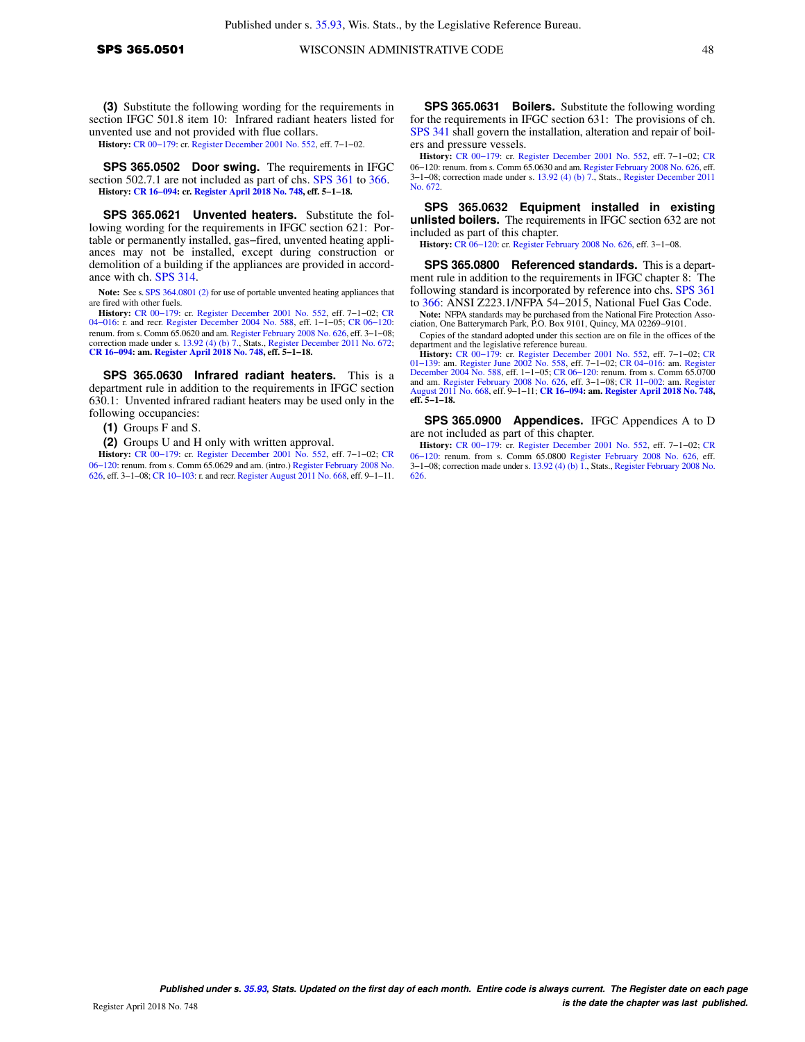**(3)** Substitute the following wording for the requirements in section IFGC 501.8 item 10: Infrared radiant heaters listed for unvented use and not provided with flue collars.

**History:** CR 00−179: cr. Register December 2001 No. 552, eff. 7−1−02.

**SPS 365.0502 Door swing.** The requirements in IFGC section 502.7.1 are not included as part of chs. SPS 361 to 366.

**History: CR 16−094: cr. Register April 2018 No. 748, eff. 5−1−18.**

**SPS 365.0621 Unvented heaters.** Substitute the following wording for the requirements in IFGC section 621: Portable or permanently installed, gas−fired, unvented heating appliances may not be installed, except during construction or demolition of a building if the appliances are provided in accordance with ch. SPS 314.

**Note:** See s. SPS 364.0801 (2) for use of portable unvented heating appliances that are fired with other fuels.

**History:** CR 00−179: cr. Register December 2001 No. 552, eff. 7−1−02; CR 04−016: r. and recr. Register December 2004 No. 588, eff. 1−1−05; CR 06−120: renum. from s. Comm 65.0620 and am. Register February 2008 No. 626, eff. 3−1−08; correction made under s. 13.92 (4) (b) 7., Stats., Register December 2011 No. 672; **CR 16−094: am. Register April 2018 No. 748, eff. 5−1−18.**

**SPS 365.0630 Infrared radiant heaters.** This is a department rule in addition to the requirements in IFGC section 630.1: Unvented infrared radiant heaters may be used only in the following occupancies:

**(1)** Groups F and S.

**(2)** Groups U and H only with written approval.

**History:** CR 00−179: cr. Register December 2001 No. 552, eff. 7−1−02; CR 06−120: renum. from s. Comm 65.0629 and am. (intro.) Register February 2008 No. 626, eff. 3−1−08; CR 10−103: r. and recr. Register August 2011 No. 668, eff. 9−1−11.

**SPS 365.0631 Boilers.** Substitute the following wording for the requirements in IFGC section 631: The provisions of ch. SPS 341 shall govern the installation, alteration and repair of boilers and pressure vessels.

**History:** CR 00−179: cr. Register December 2001 No. 552, eff. 7−1−02; CR 06−120: renum. from s. Comm 65.0630 and am. Register February 2008 No. 626, eff. 3−1−08; correction made under s. 13.92 (4) (b) 7., Stats., Register December 2011 No. 672.

**SPS 365.0632 Equipment installed in existing unlisted boilers.** The requirements in IFGC section 632 are not included as part of this chapter.

**History:** CR 06−120: cr. Register February 2008 No. 626, eff. 3−1−08.

**SPS 365.0800 Referenced standards.** This is a department rule in addition to the requirements in IFGC chapter 8: The following standard is incorporated by reference into chs. SPS 361 to 366: ANSI Z223.1/NFPA 54−2015, National Fuel Gas Code.

**Note:** NFPA standards may be purchased from the National Fire Protection Association, One Batterymarch Park, P.O. Box 9101, Quincy, MA 02269−9101.

Copies of the standard adopted under this section are on file in the offices of the department and the legislative reference bureau.

**History:** CR 00−179: cr. Register December 2001 No. 552, eff. 7−1−02; CR 01−139: am. Register June 2002 No. 558, eff. 7−1−02; CR 04−016: am. Register December 2004 No. 588, eff. 1−1−05; CR 06−120: renum. from s. Comm 65.0700 and am. Register February 2008 No. 626, eff. 3−1−08; CR 11−002: am. Register August 2011 No. 668, eff. 9−1−11; **CR 16−094: am. Register April 2018 No. 748, eff. 5−1−18.**

**SPS 365.0900 Appendices.** IFGC Appendices A to D are not included as part of this chapter.

**History:** CR 00−179: cr. Register December 2001 No. 552, eff. 7−1−02; CR 06−120: renum. from s. Comm 65.0800 Register February 2008 No. 626, eff. 3−1−08; correction made under s. 13.92 (4) (b) 1., Stats., Register February 2008 No. 626.